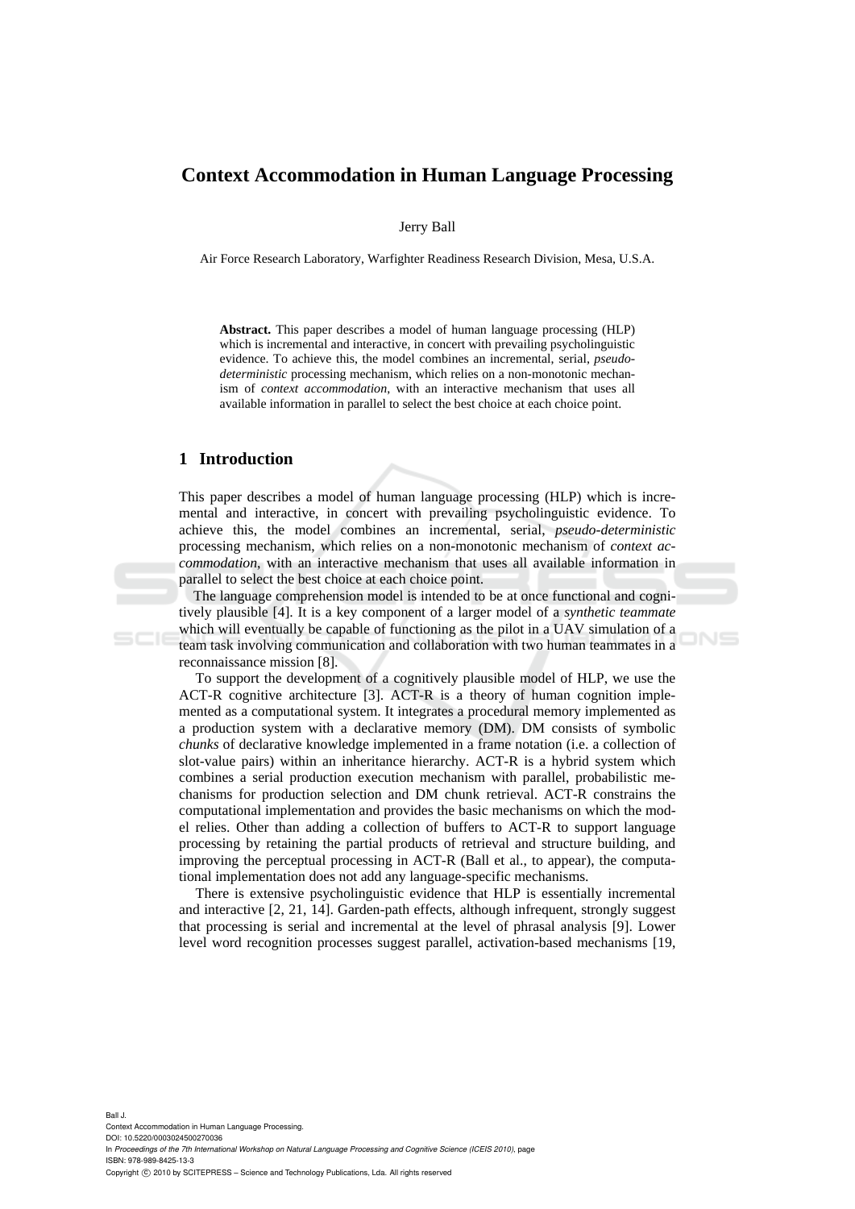# Context Accommodation in Human Language Processing

Jerry Ball

Air Force Research Laboratory, Warfighter Readiness Research Division, Mesa, U.S.A.

**Abstract.** This paper describes a model of human language processing (HLP) which is incremental and interactive, in concert with prevailing psycholinguistic evidence. To achieve this, the model combines an incremental, serial, *pseudo-deterministic* processing mechanism, which relies on a non-monotonic mechanism of *context accommodation*, with an interactive mechanism that uses all available information in parallel to select the best choice at each choice point.

## 1 Introduction

This paper describes a model of human language processing (HLP) which is incremental and interactive, in concert with prevailing psycholinguistic evidence. To achieve this, the model combines an incremental, serial, *pseudo-deterministic* processing mechanism, which relies on a non-monotonic mechanism of *context accommodation*, with an interactive mechanism that uses all available information in parallel to select the best choice at each choice point.

The language comprehension model is intended to be at once functional and cognitively plausible [4]. It is a key component of a larger model of a *synthetic teammate* which will eventually be capable of functioning as the pilot in a UAV simulation of a team task involving communication and collaboration with two human teammates in a reconnaissance mission [8].

To support the development of a cognitively plausible model of HLP, we use the ACT-R cognitive architecture [3]. ACT-R is a theory of human cognition implemented as a computational system. It integrates a procedural memory implemented as a production system with a declarative memory (DM). DM consists of symbolic *chunks* of declarative knowledge implemented in a frame notation (i.e. a collection of slot-value pairs) within an inheritance hierarchy. ACT-R is a hybrid system which combines a serial production execution mechanism with parallel, probabilistic mechanisms for production selection and DM chunk retrieval. ACT-R constrains the computational implementation and provides the basic mechanisms on which the model relies. Other than adding a collection of buffers to ACT-R to support language processing by retaining the partial products of retrieval and structure building, and improving the perceptual processing in ACT-R (Ball et al., to appear), the computational implementation does not add any language-specific mechanisms.

There is extensive psycholinguistic evidence that HLP is essentially incremental and interactive [2, 21, 14]. Garden-path effects, although infrequent, strongly suggest that processing is serial and incremental at the level of phrasal analysis [9]. Lower level word recognition processes suggest parallel, activation-based mechanisms [19,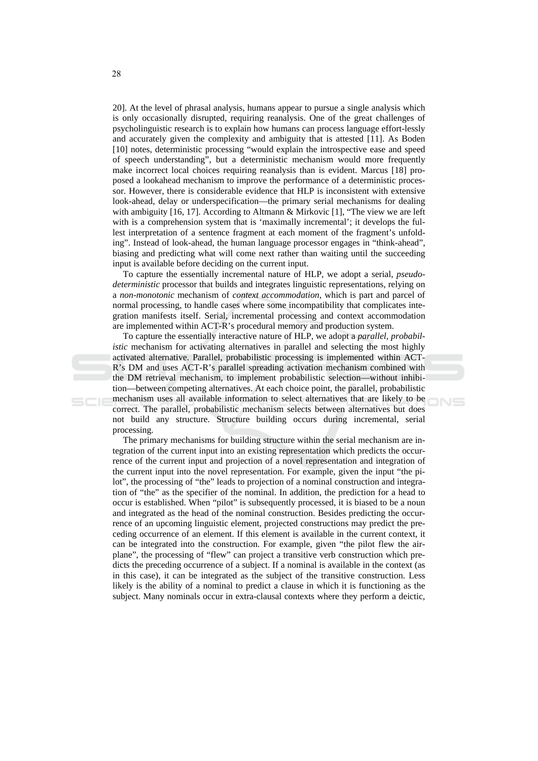20]. At the level of phrasal analysis, humans appear to pursue a single analysis which is only occasionally disrupted, requiring reanalysis. One of the great challenges of psycholinguistic research is to explain how humans can process language effort-lessly and accurately given the complexity and ambiguity that is attested [11]. As Boden [10] notes, deterministic processing "would explain the introspective ease and speed of speech understanding", but a deterministic mechanism would more frequently make incorrect local choices requiring reanalysis than is evident. Marcus [18] proposed a lookahead mechanism to improve the performance of a deterministic processor. However, there is considerable evidence that HLP is inconsistent with extensive look-ahead, delay or underspecification—the primary serial mechanisms for dealing with ambiguity [16, 17]. According to Altmann & Mirkovic [1], "The view we are left with is a comprehension system that is 'maximally incremental'; it develops the fullest interpretation of a sentence fragment at each moment of the fragment's unfolding". Instead of look-ahead, the human language processor engages in "think-ahead", biasing and predicting what will come next rather than waiting until the succeeding input is available before deciding on the current input.

To capture the essentially incremental nature of HLP, we adopt a serial, *pseudo-deterministic* processor that builds and integrates linguistic representations, relying on a *non-monotonic* mechanism of *context accommodation*, which is part and parcel of normal processing, to handle cases where some incompatibility that complicates integration manifests itself. Serial, incremental processing and context accommodation are implemented within ACT-R's procedural memory and production system.

To capture the essentially interactive nature of HLP, we adopt a *parallel, probabilistic* mechanism for activating alternatives in parallel and selecting the most highly activated alternative. Parallel, probabilistic processing is implemented within ACT-R's DM and uses ACT-R's parallel spreading activation mechanism combined with the DM retrieval mechanism, to implement probabilistic selection—without inhibition—between competing alternatives. At each choice point, the parallel, probabilistic mechanism uses all available information to select alternatives that are likely to be correct. The parallel, probabilistic mechanism selects between alternatives but does not build any structure. Structure building occurs during incremental, serial processing.

The primary mechanisms for building structure within the serial mechanism are integration of the current input into an existing representation which predicts the occurrence of the current input and projection of a novel representation and integration of the current input into the novel representation. For example, given the input "the pilot", the processing of "the" leads to projection of a nominal construction and integration of "the" as the specifier of the nominal. In addition, the prediction for a head to occur is established. When "pilot" is subsequently processed, it is biased to be a noun and integrated as the head of the nominal construction. Besides predicting the occurrence of an upcoming linguistic element, projected constructions may predict the preceding occurrence of an element. If this element is available in the current context, it can be integrated into the construction. For example, given "the pilot flew the airplane", the processing of "flew" can project a transitive verb construction which predicts the preceding occurrence of a subject. If a nominal is available in the context (as in this case), it can be integrated as the subject of the transitive construction. Less likely is the ability of a nominal to predict a clause in which it is functioning as the subject. Many nominals occur in extra-clausal contexts where they perform a deictic,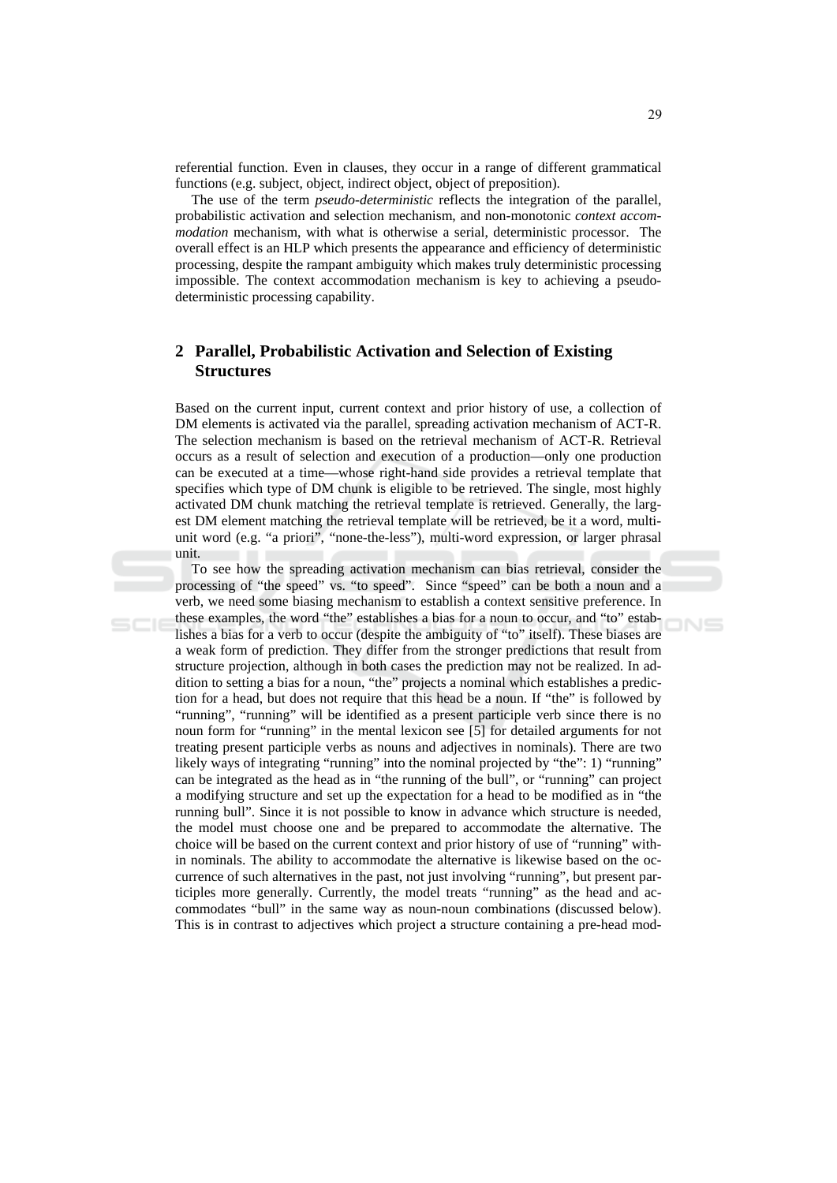referential function. Even in clauses, they occur in a range of different grammatical functions (e.g. subject, object, indirect object, object of preposition).

The use of the term *pseudo-deterministic* reflects the integration of the parallel, probabilistic activation and selection mechanism, and non-monotonic *context accommodation* mechanism, with what is otherwise a serial, deterministic processor. The overall effect is an HLP which presents the appearance and efficiency of deterministic processing, despite the rampant ambiguity which makes truly deterministic processing impossible. The context accommodation mechanism is key to achieving a pseudo-deterministic processing capability.

## 2 Parallel, Probabilistic Activation and Selection of Existing Structures

Based on the current input, current context and prior history of use, a collection of DM elements is activated via the parallel, spreading activation mechanism of ACT-R. The selection mechanism is based on the retrieval mechanism of ACT-R. Retrieval occurs as a result of selection and execution of a production—only one production can be executed at a time—whose right-hand side provides a retrieval template that specifies which type of DM chunk is eligible to be retrieved. The single, most highly activated DM chunk matching the retrieval template is retrieved. Generally, the largest DM element matching the retrieval template will be retrieved, be it a word, multi-unit word (e.g. "a priori", "none-the-less"), multi-word expression, or larger phrasal unit.

To see how the spreading activation mechanism can bias retrieval, consider the processing of "the speed" vs. "to speed". Since "speed" can be both a noun and a verb, we need some biasing mechanism to establish a context sensitive preference. In these examples, the word "the" establishes a bias for a noun to occur, and "to" establishes a bias for a verb to occur (despite the ambiguity of "to" itself). These biases are a weak form of prediction. They differ from the stronger predictions that result from structure projection, although in both cases the prediction may not be realized. In addition to setting a bias for a noun, "the" projects a nominal which establishes a prediction for a head, but does not require that this head be a noun. If "the" is followed by "running", "running" will be identified as a present participle verb since there is no noun form for "running" in the mental lexicon see [5] for detailed arguments for not treating present participle verbs as nouns and adjectives in nominals). There are two likely ways of integrating "running" into the nominal projected by "the": 1) "running" can be integrated as the head as in "the running of the bull", or "running" can project a modifying structure and set up the expectation for a head to be modified as in "the running bull". Since it is not possible to know in advance which structure is needed, the model must choose one and be prepared to accommodate the alternative. The choice will be based on the current context and prior history of use of "running" within nominals. The ability to accommodate the alternative is likewise based on the occurrence of such alternatives in the past, not just involving "running", but present participles more generally. Currently, the model treats "running" as the head and accommodates "bull" in the same way as noun-noun combinations (discussed below). This is in contrast to adjectives which project a structure containing a pre-head mod-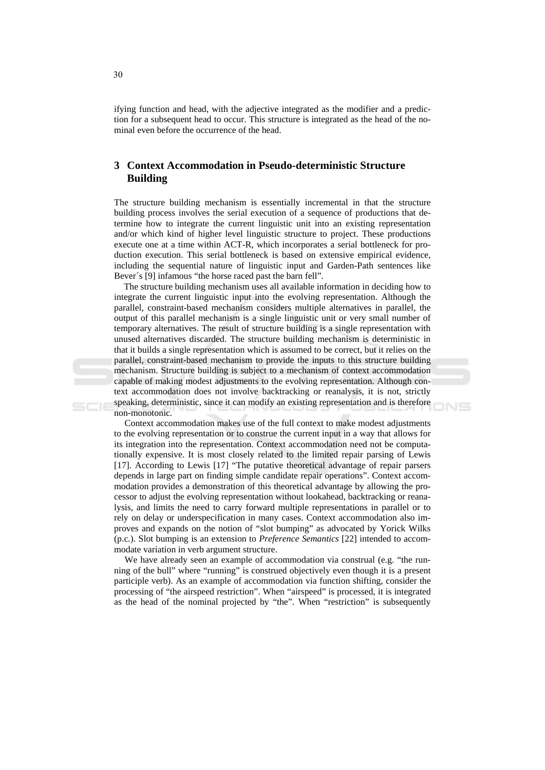ifying function and head, with the adjective integrated as the modifier and a prediction for a subsequent head to occur. This structure is integrated as the head of the nominal even before the occurrence of the head.

## 3 Context Accommodation in Pseudo-deterministic Structure Building

The structure building mechanism is essentially incremental in that the structure building process involves the serial execution of a sequence of productions that determine how to integrate the current linguistic unit into an existing representation and/or which kind of higher level linguistic structure to project. These productions execute one at a time within ACT-R, which incorporates a serial bottleneck for production execution. This serial bottleneck is based on extensive empirical evidence, including the sequential nature of linguistic input and Garden-Path sentences like Bever´s [9] infamous "the horse raced past the barn fell".

The structure building mechanism uses all available information in deciding how to integrate the current linguistic input into the evolving representation. Although the parallel, constraint-based mechanism considers multiple alternatives in parallel, the output of this parallel mechanism is a single linguistic unit or very small number of temporary alternatives. The result of structure building is a single representation with unused alternatives discarded. The structure building mechanism is deterministic in that it builds a single representation which is assumed to be correct, but it relies on the parallel, constraint-based mechanism to provide the inputs to this structure building mechanism. Structure building is subject to a mechanism of context accommodation capable of making modest adjustments to the evolving representation. Although context accommodation does not involve backtracking or reanalysis, it is not, strictly speaking, deterministic, since it can modify an existing representation and is therefore non-monotonic.

Context accommodation makes use of the full context to make modest adjustments to the evolving representation or to construe the current input in a way that allows for its integration into the representation. Context accommodation need not be computationally expensive. It is most closely related to the limited repair parsing of Lewis [17]. According to Lewis [17] "The putative theoretical advantage of repair parsers depends in large part on finding simple candidate repair operations". Context accommodation provides a demonstration of this theoretical advantage by allowing the processor to adjust the evolving representation without lookahead, backtracking or reanalysis, and limits the need to carry forward multiple representations in parallel or to rely on delay or underspecification in many cases. Context accommodation also improves and expands on the notion of "slot bumping" as advocated by Yorick Wilks (p.c.). Slot bumping is an extension to *Preference Semantics* [22] intended to accommodate variation in verb argument structure.

We have already seen an example of accommodation via construal (e.g. "the running of the bull" where "running" is construed objectively even though it is a present participle verb). As an example of accommodation via function shifting, consider the processing of "the airspeed restriction". When "airspeed" is processed, it is integrated as the head of the nominal projected by "the". When "restriction" is subsequently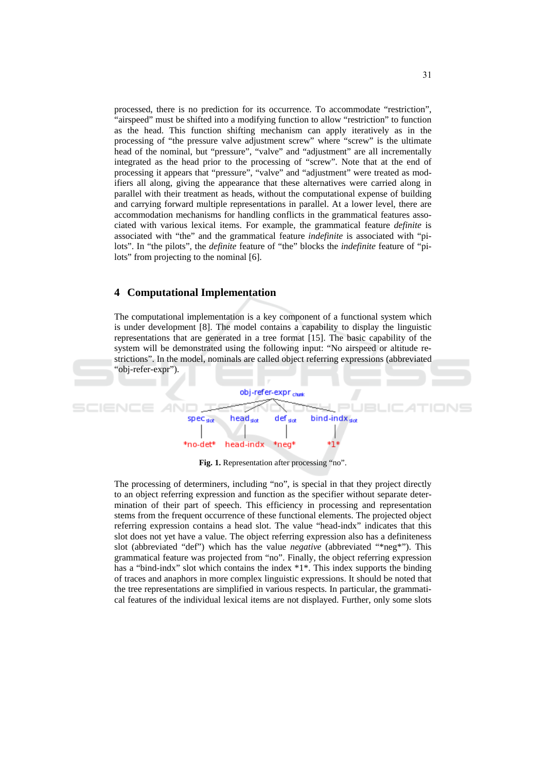processed, there is no prediction for its occurrence. To accommodate "restriction", "airspeed" must be shifted into a modifying function to allow "restriction" to function as the head. This function shifting mechanism can apply iteratively as in the processing of "the pressure valve adjustment screw" where "screw" is the ultimate head of the nominal, but "pressure", "valve" and "adjustment" are all incrementally integrated as the head prior to the processing of "screw". Note that at the end of processing it appears that "pressure", "valve" and "adjustment" were treated as modifiers all along, giving the appearance that these alternatives were carried along in parallel with their treatment as heads, without the computational expense of building and carrying forward multiple representations in parallel. At a lower level, there are accommodation mechanisms for handling conflicts in the grammatical features associated with various lexical items. For example, the grammatical feature *definite* is associated with "the" and the grammatical feature *indefinite* is associated with "pilots". In "the pilots", the *definite* feature of "the" blocks the *indefinite* feature of "pilots" from projecting to the nominal [6].

## 4 Computational Implementation

The computational implementation is a key component of a functional system which is under development [8]. The model contains a capability to display the linguistic representations that are generated in a tree format [15]. The basic capability of the system will be demonstrated using the following input: "No airspeed or altitude restrictions". In the model, nominals are called object referring expressions (abbreviated "obj-refer-expr").

```
              obj-refer-expr chunk
       /          |         |          \
  spec slot   head slot   def slot   bind-indx slot
     |            |          |           |
  *no-det*    head-indx    *neg*        *1*
```

**Fig. 1.** Representation after processing "no".

The processing of determiners, including "no", is special in that they project directly to an object referring expression and function as the specifier without separate determination of their part of speech. This efficiency in processing and representation stems from the frequent occurrence of these functional elements. The projected object referring expression contains a head slot. The value "head-indx" indicates that this slot does not yet have a value. The object referring expression also has a definiteness slot (abbreviated "def") which has the value *negative* (abbreviated "*neg*"). This grammatical feature was projected from "no". Finally, the object referring expression has a "bind-indx" slot which contains the index *1*. This index supports the binding of traces and anaphors in more complex linguistic expressions. It should be noted that the tree representations are simplified in various respects. In particular, the grammatical features of the individual lexical items are not displayed. Further, only some slots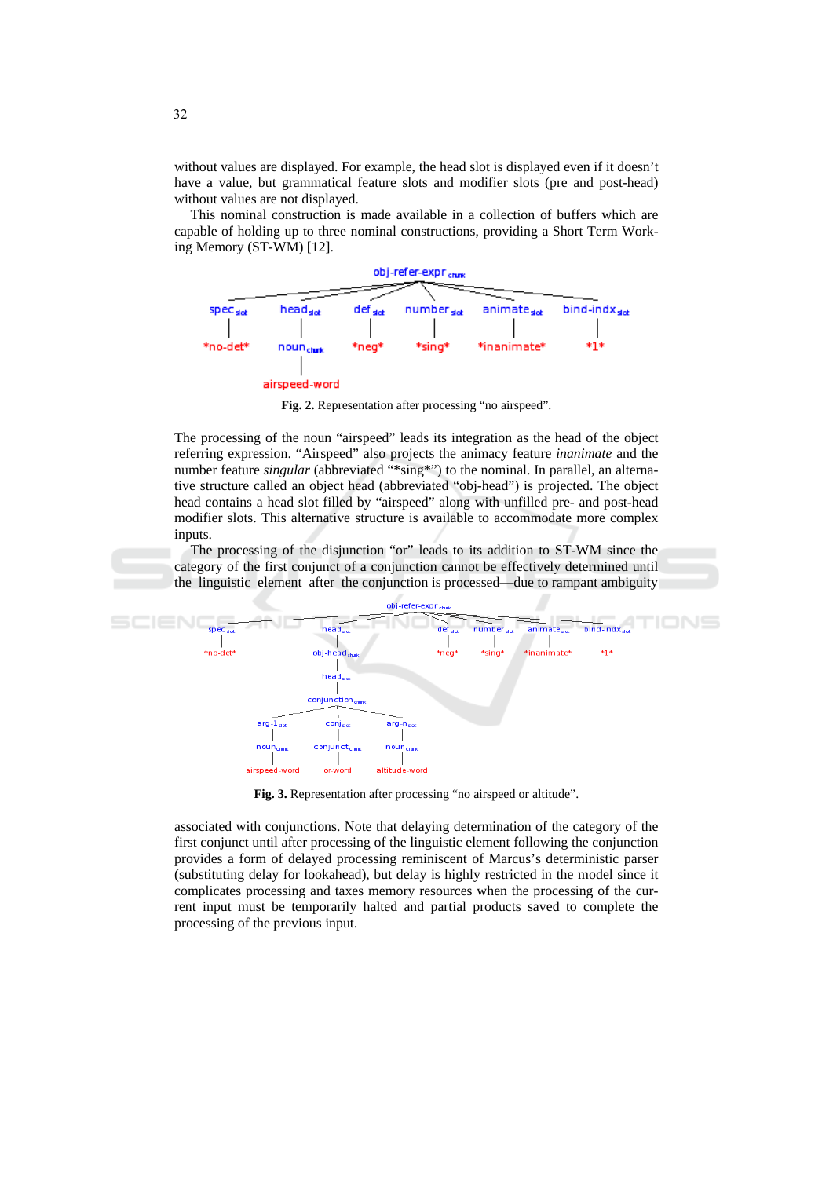without values are displayed. For example, the head slot is displayed even if it doesn't have a value, but grammatical feature slots and modifier slots (pre and post-head) without values are not displayed.

This nominal construction is made available in a collection of buffers which are capable of holding up to three nominal constructions, providing a Short Term Working Memory (ST-WM) [12].

**Fig. 2.** Representation after processing "no airspeed".

The processing of the noun "airspeed" leads its integration as the head of the object referring expression. "Airspeed" also projects the animacy feature *inanimate* and the number feature *singular* (abbreviated "*sing*") to the nominal. In parallel, an alternative structure called an object head (abbreviated "obj-head") is projected. The object head contains a head slot filled by "airspeed" along with unfilled pre- and post-head modifier slots. This alternative structure is available to accommodate more complex inputs.

The processing of the disjunction "or" leads to its addition to ST-WM since the category of the first conjunct of a conjunction cannot be effectively determined until the linguistic element after the conjunction is processed—due to rampant ambiguity

**Fig. 3.** Representation after processing "no airspeed or altitude".

associated with conjunctions. Note that delaying determination of the category of the first conjunct until after processing of the linguistic element following the conjunction provides a form of delayed processing reminiscent of Marcus's deterministic parser (substituting delay for lookahead), but delay is highly restricted in the model since it complicates processing and taxes memory resources when the processing of the current input must be temporarily halted and partial products saved to complete the processing of the previous input.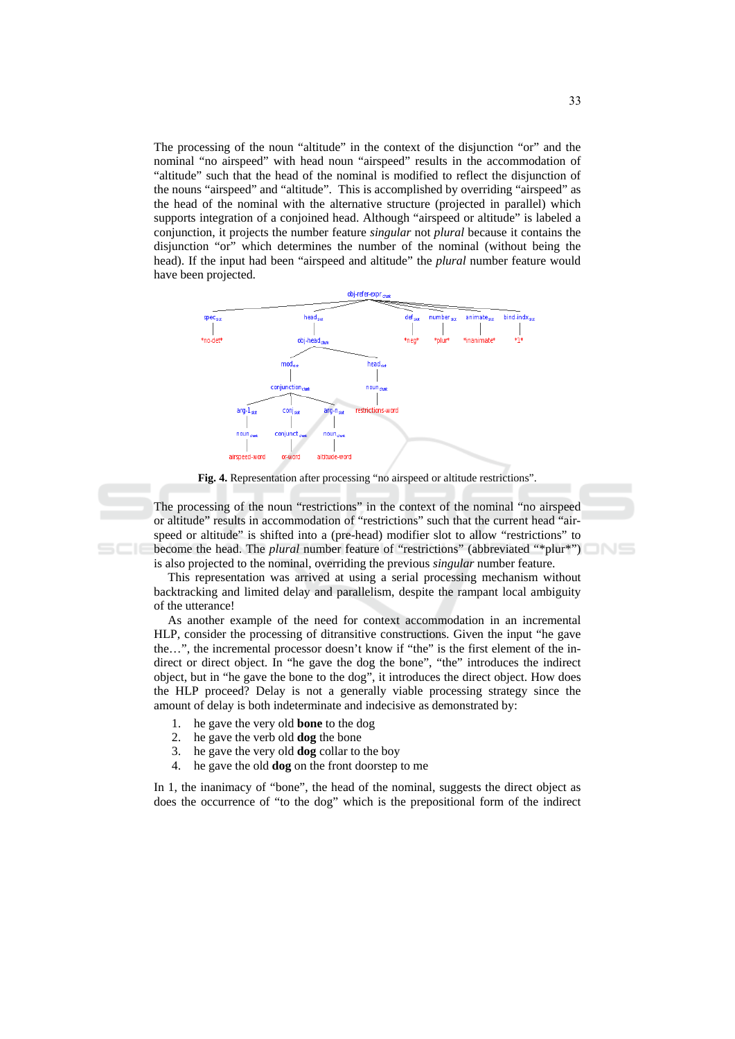The processing of the noun “altitude” in the context of the disjunction “or” and the nominal “no airspeed” with head noun “airspeed” results in the accommodation of “altitude” such that the head of the nominal is modified to reflect the disjunction of the nouns “airspeed” and “altitude”. This is accomplished by overriding “airspeed” as the head of the nominal with the alternative structure (projected in parallel) which supports integration of a conjoined head. Although “airspeed or altitude” is labeled a conjunction, it projects the number feature *singular* not *plural* because it contains the disjunction “or” which determines the number of the nominal (without being the head). If the input had been “airspeed and altitude” the *plural* number feature would have been projected.

**Fig. 4.** Representation after processing “no airspeed or altitude restrictions”.

The processing of the noun “restrictions” in the context of the nominal “no airspeed or altitude” results in accommodation of “restrictions” such that the current head “airspeed or altitude” is shifted into a (pre-head) modifier slot to allow “restrictions” to become the head. The *plural* number feature of “restrictions” (abbreviated “*plur*”) is also projected to the nominal, overriding the previous *singular* number feature.

This representation was arrived at using a serial processing mechanism without backtracking and limited delay and parallelism, despite the rampant local ambiguity of the utterance!

As another example of the need for context accommodation in an incremental HLP, consider the processing of ditransitive constructions. Given the input “he gave the…”, the incremental processor doesn’t know if “the” is the first element of the indirect or direct object. In “he gave the dog the bone”, “the” introduces the indirect object, but in “he gave the bone to the dog”, it introduces the direct object. How does the HLP proceed? Delay is not a generally viable processing strategy since the amount of delay is both indeterminate and indecisive as demonstrated by:

1. he gave the very old **bone** to the dog
2. he gave the verb old **dog** the bone
3. he gave the very old **dog** collar to the boy
4. he gave the old **dog** on the front doorstep to me

In 1, the inanimacy of “bone”, the head of the nominal, suggests the direct object as does the occurrence of “to the dog” which is the prepositional form of the indirect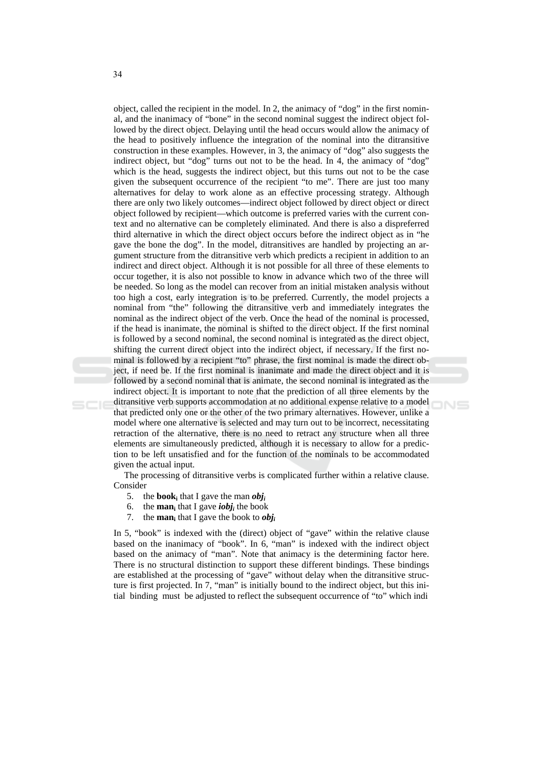object, called the recipient in the model. In 2, the animacy of "dog" in the first nominal, and the inanimacy of "bone" in the second nominal suggest the indirect object followed by the direct object. Delaying until the head occurs would allow the animacy of the head to positively influence the integration of the nominal into the ditransitive construction in these examples. However, in 3, the animacy of "dog" also suggests the indirect object, but "dog" turns out not to be the head. In 4, the animacy of "dog" which is the head, suggests the indirect object, but this turns out not to be the case given the subsequent occurrence of the recipient "to me". There are just too many alternatives for delay to work alone as an effective processing strategy. Although there are only two likely outcomes—indirect object followed by direct object or direct object followed by recipient—which outcome is preferred varies with the current context and no alternative can be completely eliminated. And there is also a dispreferred third alternative in which the direct object occurs before the indirect object as in "he gave the bone the dog". In the model, ditransitives are handled by projecting an argument structure from the ditransitive verb which predicts a recipient in addition to an indirect and direct object. Although it is not possible for all three of these elements to occur together, it is also not possible to know in advance which two of the three will be needed. So long as the model can recover from an initial mistaken analysis without too high a cost, early integration is to be preferred. Currently, the model projects a nominal from "the" following the ditransitive verb and immediately integrates the nominal as the indirect object of the verb. Once the head of the nominal is processed, if the head is inanimate, the nominal is shifted to the direct object. If the first nominal is followed by a second nominal, the second nominal is integrated as the direct object, shifting the current direct object into the indirect object, if necessary. If the first nominal is followed by a recipient "to" phrase, the first nominal is made the direct object, if need be. If the first nominal is inanimate and made the direct object and it is followed by a second nominal that is animate, the second nominal is integrated as the indirect object. It is important to note that the prediction of all three elements by the ditransitive verb supports accommodation at no additional expense relative to a model that predicted only one or the other of the two primary alternatives. However, unlike a model where one alternative is selected and may turn out to be incorrect, necessitating retraction of the alternative, there is no need to retract any structure when all three elements are simultaneously predicted, although it is necessary to allow for a prediction to be left unsatisfied and for the function of the nominals to be accommodated given the actual input.

The processing of ditransitive verbs is complicated further within a relative clause. Consider

5. the **book**$_i$ that I gave the man ***obj***$_i$
6. the **man**$_i$ that I gave ***iobj***$_i$ the book
7. the **man**$_i$ that I gave the book to ***obj***$_i$

In 5, "book" is indexed with the (direct) object of "gave" within the relative clause based on the inanimacy of "book". In 6, "man" is indexed with the indirect object based on the animacy of "man". Note that animacy is the determining factor here. There is no structural distinction to support these different bindings. These bindings are established at the processing of "gave" without delay when the ditransitive structure is first projected. In 7, "man" is initially bound to the indirect object, but this initial binding must be adjusted to reflect the subsequent occurrence of "to" which indi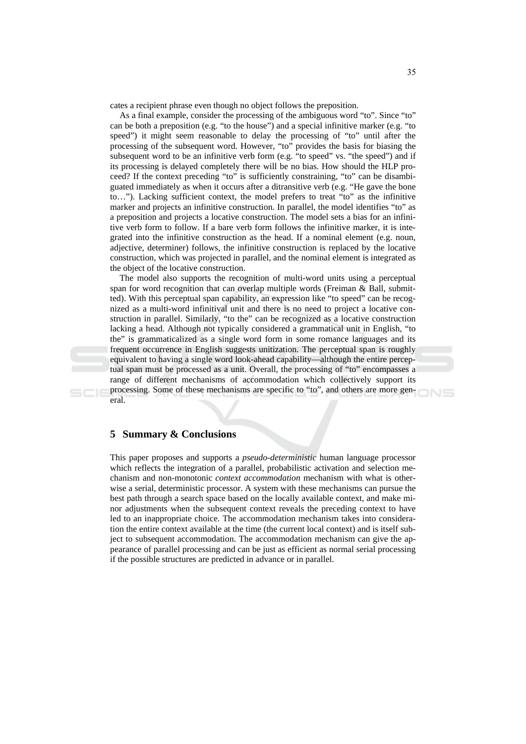cates a recipient phrase even though no object follows the preposition.

As a final example, consider the processing of the ambiguous word "to". Since "to" can be both a preposition (e.g. "to the house") and a special infinitive marker (e.g. "to speed") it might seem reasonable to delay the processing of "to" until after the processing of the subsequent word. However, "to" provides the basis for biasing the subsequent word to be an infinitive verb form (e.g. "to speed" vs. "the speed") and if its processing is delayed completely there will be no bias. How should the HLP proceed? If the context preceding "to" is sufficiently constraining, "to" can be disambiguated immediately as when it occurs after a ditransitive verb (e.g. "He gave the bone to…"). Lacking sufficient context, the model prefers to treat "to" as the infinitive marker and projects an infinitive construction. In parallel, the model identifies "to" as a preposition and projects a locative construction. The model sets a bias for an infinitive verb form to follow. If a bare verb form follows the infinitive marker, it is integrated into the infinitive construction as the head. If a nominal element (e.g. noun, adjective, determiner) follows, the infinitive construction is replaced by the locative construction, which was projected in parallel, and the nominal element is integrated as the object of the locative construction.

The model also supports the recognition of multi-word units using a perceptual span for word recognition that can overlap multiple words (Freiman & Ball, submitted). With this perceptual span capability, an expression like "to speed" can be recognized as a multi-word infinitival unit and there is no need to project a locative construction in parallel. Similarly, "to the" can be recognized as a locative construction lacking a head. Although not typically considered a grammatical unit in English, "to the" is grammaticalized as a single word form in some romance languages and its frequent occurrence in English suggests unitization. The perceptual span is roughly equivalent to having a single word look-ahead capability—although the entire perceptual span must be processed as a unit. Overall, the processing of "to" encompasses a range of different mechanisms of accommodation which collectively support its processing. Some of these mechanisms are specific to "to", and others are more general.

## 5 Summary & Conclusions

This paper proposes and supports a *pseudo-deterministic* human language processor which reflects the integration of a parallel, probabilistic activation and selection mechanism and non-monotonic *context accommodation* mechanism with what is otherwise a serial, deterministic processor. A system with these mechanisms can pursue the best path through a search space based on the locally available context, and make minor adjustments when the subsequent context reveals the preceding context to have led to an inappropriate choice. The accommodation mechanism takes into consideration the entire context available at the time (the current local context) and is itself subject to subsequent accommodation. The accommodation mechanism can give the appearance of parallel processing and can be just as efficient as normal serial processing if the possible structures are predicted in advance or in parallel.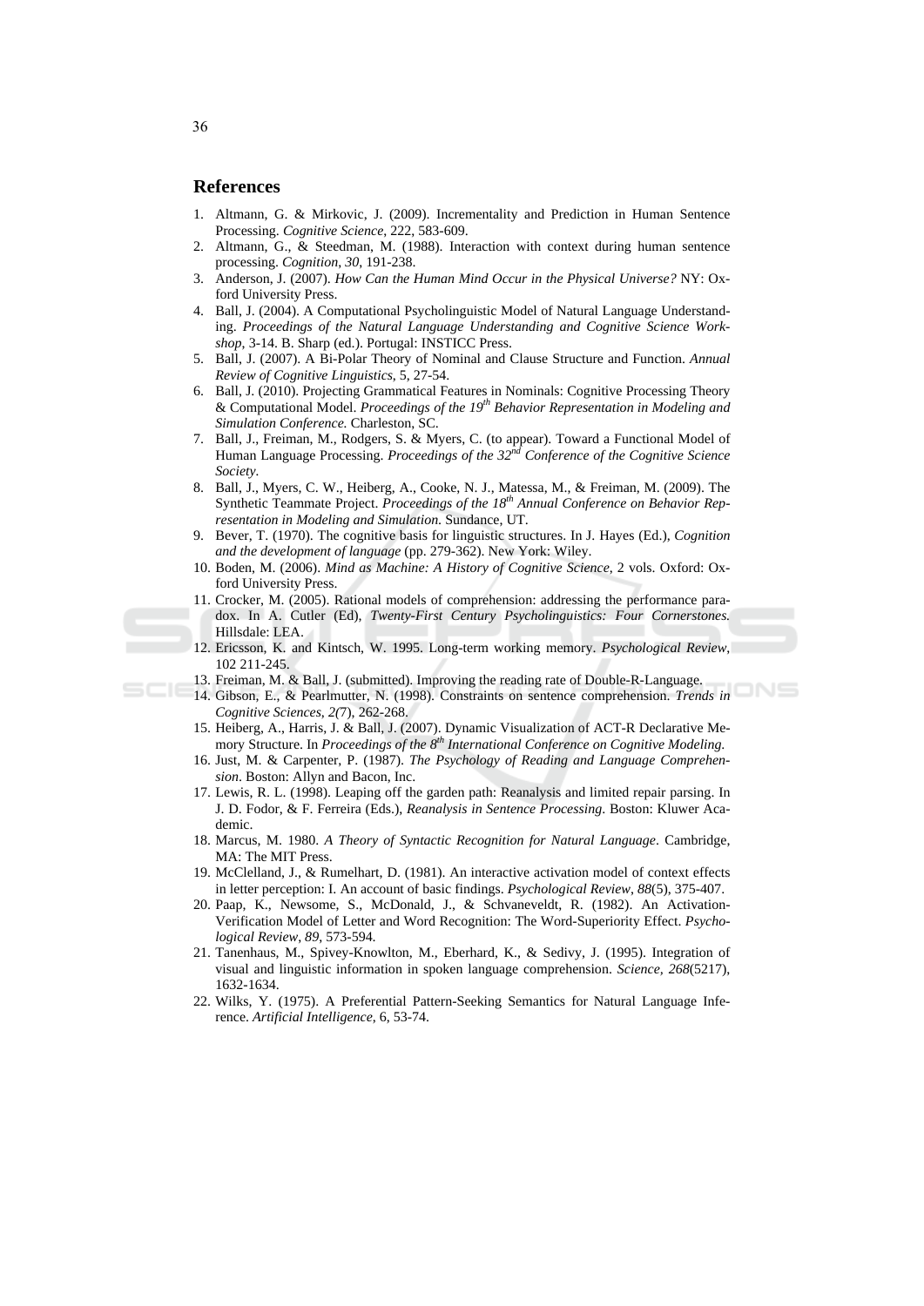## References

1. Altmann, G. & Mirkovic, J. (2009). Incrementality and Prediction in Human Sentence Processing. *Cognitive Science*, 222, 583-609.
2. Altmann, G., & Steedman, M. (1988). Interaction with context during human sentence processing. *Cognition, 30*, 191-238.
3. Anderson, J. (2007). *How Can the Human Mind Occur in the Physical Universe?* NY: Oxford University Press.
4. Ball, J. (2004). A Computational Psycholinguistic Model of Natural Language Understanding. *Proceedings of the Natural Language Understanding and Cognitive Science Workshop*, 3-14. B. Sharp (ed.). Portugal: INSTICC Press.
5. Ball, J. (2007). A Bi-Polar Theory of Nominal and Clause Structure and Function. *Annual Review of Cognitive Linguistics*, 5, 27-54.
6. Ball, J. (2010). Projecting Grammatical Features in Nominals: Cognitive Processing Theory & Computational Model. *Proceedings of the 19th Behavior Representation in Modeling and Simulation Conference.* Charleston, SC.
7. Ball, J., Freiman, M., Rodgers, S. & Myers, C. (to appear). Toward a Functional Model of Human Language Processing. *Proceedings of the 32nd Conference of the Cognitive Science Society*.
8. Ball, J., Myers, C. W., Heiberg, A., Cooke, N. J., Matessa, M., & Freiman, M. (2009). The Synthetic Teammate Project. *Proceedings of the 18th Annual Conference on Behavior Representation in Modeling and Simulation.* Sundance, UT.
9. Bever, T. (1970). The cognitive basis for linguistic structures. In J. Hayes (Ed.), *Cognition and the development of language* (pp. 279-362). New York: Wiley.
10. Boden, M. (2006). *Mind as Machine: A History of Cognitive Science*, 2 vols. Oxford: Oxford University Press.
11. Crocker, M. (2005). Rational models of comprehension: addressing the performance paradox. In A. Cutler (Ed), *Twenty-First Century Psycholinguistics: Four Cornerstones.* Hillsdale: LEA.
12. Ericsson, K. and Kintsch, W. 1995. Long-term working memory. *Psychological Review*, 102 211-245.
13. Freiman, M. & Ball, J. (submitted). Improving the reading rate of Double-R-Language.
14. Gibson, E., & Pearlmutter, N. (1998). Constraints on sentence comprehension. *Trends in Cognitive Sciences, 2*(7), 262-268.
15. Heiberg, A., Harris, J. & Ball, J. (2007). Dynamic Visualization of ACT-R Declarative Memory Structure. In *Proceedings of the 8th International Conference on Cognitive Modeling.*
16. Just, M. & Carpenter, P. (1987). *The Psychology of Reading and Language Comprehension*. Boston: Allyn and Bacon, Inc.
17. Lewis, R. L. (1998). Leaping off the garden path: Reanalysis and limited repair parsing. In J. D. Fodor, & F. Ferreira (Eds.), *Reanalysis in Sentence Processing*. Boston: Kluwer Academic.
18. Marcus, M. 1980. *A Theory of Syntactic Recognition for Natural Language*. Cambridge, MA: The MIT Press.
19. McClelland, J., & Rumelhart, D. (1981). An interactive activation model of context effects in letter perception: I. An account of basic findings. *Psychological Review*, *88*(5), 375-407.
20. Paap, K., Newsome, S., McDonald, J., & Schvaneveldt, R. (1982). An Activation-Verification Model of Letter and Word Recognition: The Word-Superiority Effect. *Psychological Review*, *89*, 573-594.
21. Tanenhaus, M., Spivey-Knowlton, M., Eberhard, K., & Sedivy, J. (1995). Integration of visual and linguistic information in spoken language comprehension. *Science, 268*(5217), 1632-1634.
22. Wilks, Y. (1975). A Preferential Pattern-Seeking Semantics for Natural Language Inference. *Artificial Intelligence*, 6, 53-74.